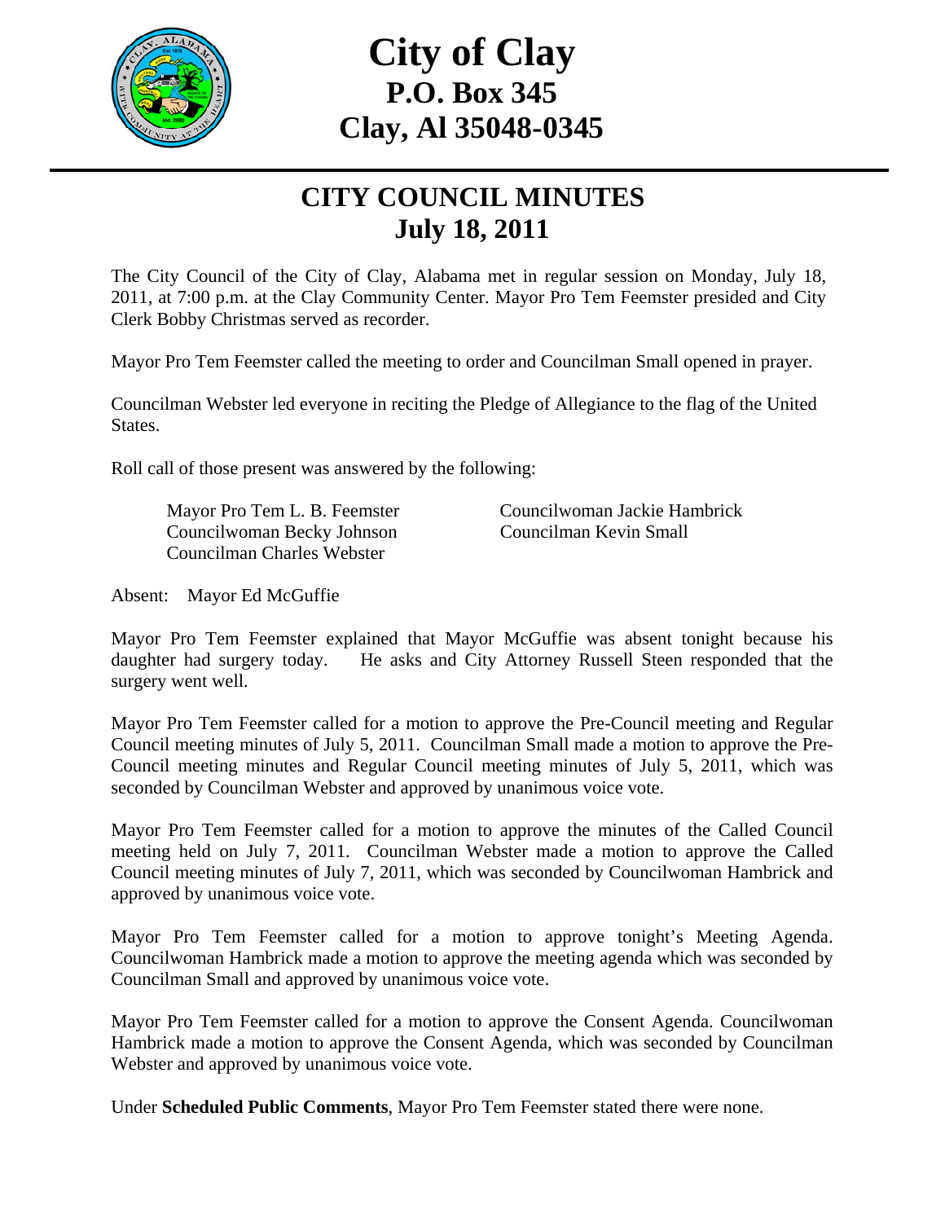# City of Clay
## P.O. Box 345
## Clay, Al 35048-0345

## CITY COUNCIL MINUTES
## July 18, 2011

The City Council of the City of Clay, Alabama met in regular session on Monday, July 18, 2011, at 7:00 p.m. at the Clay Community Center. Mayor Pro Tem Feemster presided and City Clerk Bobby Christmas served as recorder.

Mayor Pro Tem Feemster called the meeting to order and Councilman Small opened in prayer.

Councilman Webster led everyone in reciting the Pledge of Allegiance to the flag of the United States.

Roll call of those present was answered by the following:

Mayor Pro Tem L. B. Feemster
Councilwoman Jackie Hambrick
Councilwoman Becky Johnson
Councilman Kevin Small
Councilman Charles Webster

Absent: Mayor Ed McGuffie

Mayor Pro Tem Feemster explained that Mayor McGuffie was absent tonight because his daughter had surgery today. He asks and City Attorney Russell Steen responded that the surgery went well.

Mayor Pro Tem Feemster called for a motion to approve the Pre-Council meeting and Regular Council meeting minutes of July 5, 2011. Councilman Small made a motion to approve the Pre-Council meeting minutes and Regular Council meeting minutes of July 5, 2011, which was seconded by Councilman Webster and approved by unanimous voice vote.

Mayor Pro Tem Feemster called for a motion to approve the minutes of the Called Council meeting held on July 7, 2011. Councilman Webster made a motion to approve the Called Council meeting minutes of July 7, 2011, which was seconded by Councilwoman Hambrick and approved by unanimous voice vote.

Mayor Pro Tem Feemster called for a motion to approve tonight's Meeting Agenda. Councilwoman Hambrick made a motion to approve the meeting agenda which was seconded by Councilman Small and approved by unanimous voice vote.

Mayor Pro Tem Feemster called for a motion to approve the Consent Agenda. Councilwoman Hambrick made a motion to approve the Consent Agenda, which was seconded by Councilman Webster and approved by unanimous voice vote.

Under **Scheduled Public Comments**, Mayor Pro Tem Feemster stated there were none.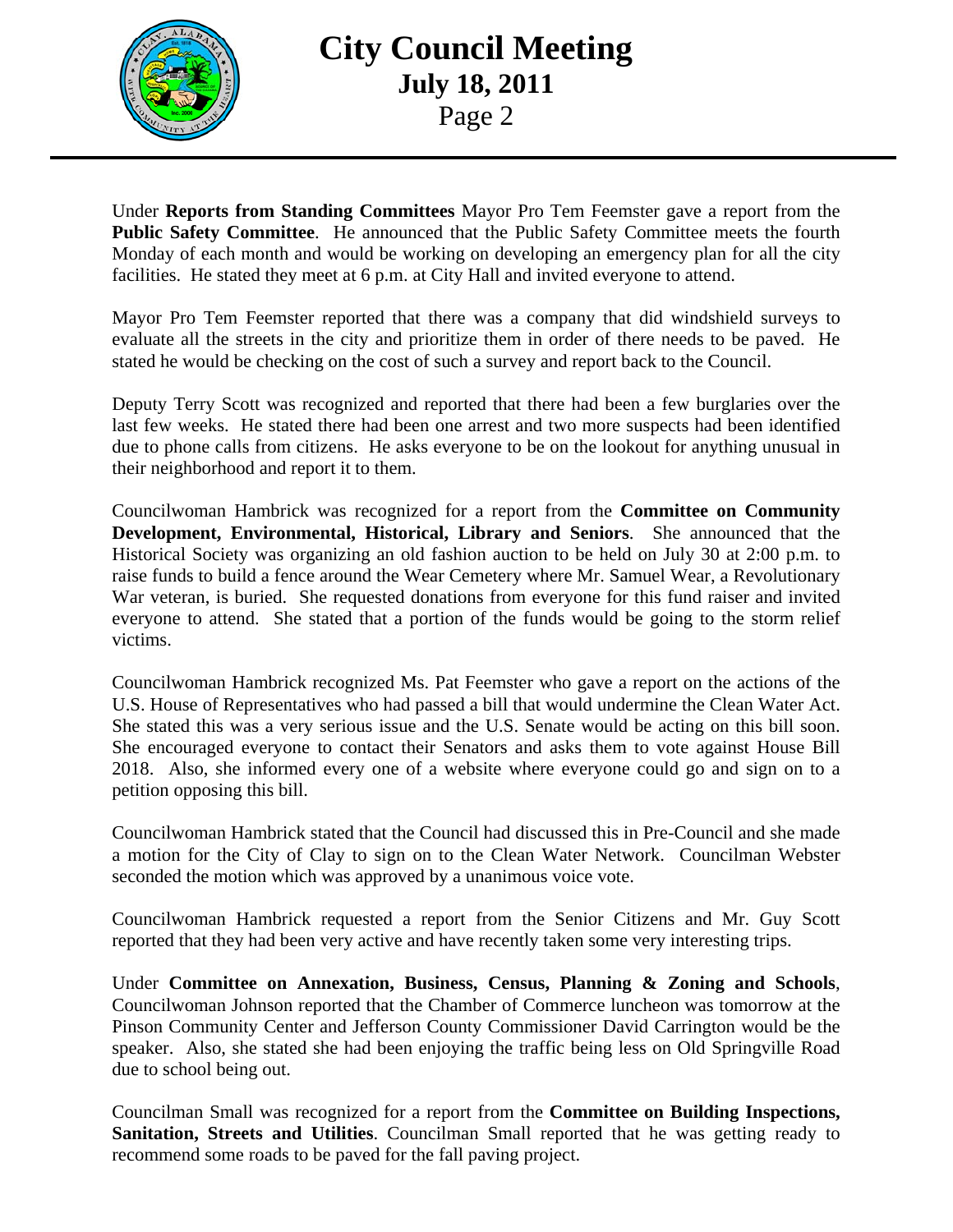Under **Reports from Standing Committees** Mayor Pro Tem Feemster gave a report from the **Public Safety Committee**. He announced that the Public Safety Committee meets the fourth Monday of each month and would be working on developing an emergency plan for all the city facilities. He stated they meet at 6 p.m. at City Hall and invited everyone to attend.

Mayor Pro Tem Feemster reported that there was a company that did windshield surveys to evaluate all the streets in the city and prioritize them in order of there needs to be paved. He stated he would be checking on the cost of such a survey and report back to the Council.

Deputy Terry Scott was recognized and reported that there had been a few burglaries over the last few weeks. He stated there had been one arrest and two more suspects had been identified due to phone calls from citizens. He asks everyone to be on the lookout for anything unusual in their neighborhood and report it to them.

Councilwoman Hambrick was recognized for a report from the **Committee on Community Development, Environmental, Historical, Library and Seniors**. She announced that the Historical Society was organizing an old fashion auction to be held on July 30 at 2:00 p.m. to raise funds to build a fence around the Wear Cemetery where Mr. Samuel Wear, a Revolutionary War veteran, is buried. She requested donations from everyone for this fund raiser and invited everyone to attend. She stated that a portion of the funds would be going to the storm relief victims.

Councilwoman Hambrick recognized Ms. Pat Feemster who gave a report on the actions of the U.S. House of Representatives who had passed a bill that would undermine the Clean Water Act. She stated this was a very serious issue and the U.S. Senate would be acting on this bill soon. She encouraged everyone to contact their Senators and asks them to vote against House Bill 2018. Also, she informed every one of a website where everyone could go and sign on to a petition opposing this bill.

Councilwoman Hambrick stated that the Council had discussed this in Pre-Council and she made a motion for the City of Clay to sign on to the Clean Water Network. Councilman Webster seconded the motion which was approved by a unanimous voice vote.

Councilwoman Hambrick requested a report from the Senior Citizens and Mr. Guy Scott reported that they had been very active and have recently taken some very interesting trips.

Under **Committee on Annexation, Business, Census, Planning & Zoning and Schools**, Councilwoman Johnson reported that the Chamber of Commerce luncheon was tomorrow at the Pinson Community Center and Jefferson County Commissioner David Carrington would be the speaker. Also, she stated she had been enjoying the traffic being less on Old Springville Road due to school being out.

Councilman Small was recognized for a report from the **Committee on Building Inspections, Sanitation, Streets and Utilities**. Councilman Small reported that he was getting ready to recommend some roads to be paved for the fall paving project.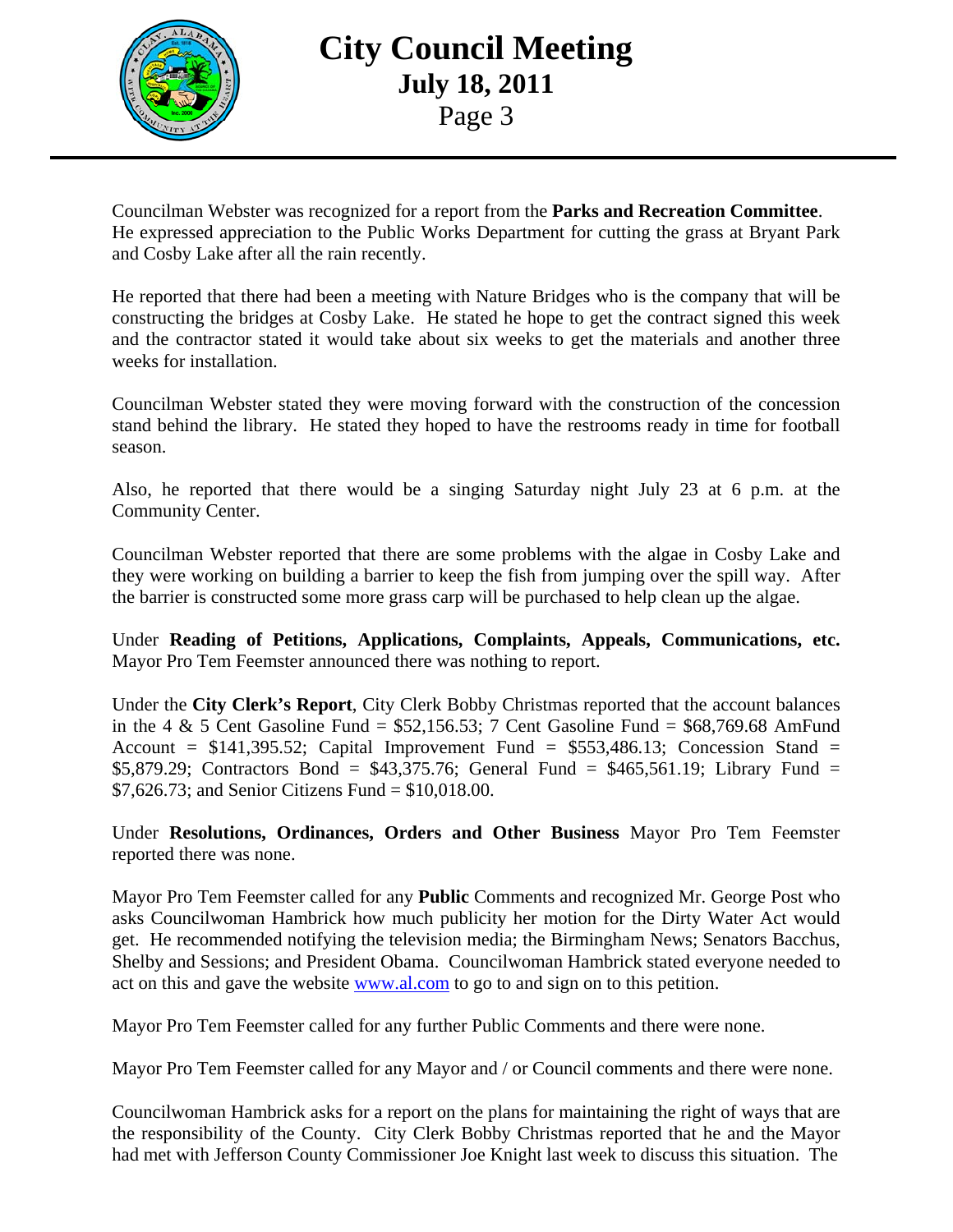Councilman Webster was recognized for a report from the **Parks and Recreation Committee**. He expressed appreciation to the Public Works Department for cutting the grass at Bryant Park and Cosby Lake after all the rain recently.

He reported that there had been a meeting with Nature Bridges who is the company that will be constructing the bridges at Cosby Lake. He stated he hope to get the contract signed this week and the contractor stated it would take about six weeks to get the materials and another three weeks for installation.

Councilman Webster stated they were moving forward with the construction of the concession stand behind the library. He stated they hoped to have the restrooms ready in time for football season.

Also, he reported that there would be a singing Saturday night July 23 at 6 p.m. at the Community Center.

Councilman Webster reported that there are some problems with the algae in Cosby Lake and they were working on building a barrier to keep the fish from jumping over the spill way. After the barrier is constructed some more grass carp will be purchased to help clean up the algae.

Under **Reading of Petitions, Applications, Complaints, Appeals, Communications, etc.** Mayor Pro Tem Feemster announced there was nothing to report.

Under the **City Clerk's Report**, City Clerk Bobby Christmas reported that the account balances in the 4 & 5 Cent Gasoline Fund = $52,156.53; 7 Cent Gasoline Fund = $68,769.68 AmFund Account = $141,395.52; Capital Improvement Fund = $553,486.13; Concession Stand = $5,879.29; Contractors Bond = $43,375.76; General Fund = $465,561.19; Library Fund = $7,626.73; and Senior Citizens Fund = $10,018.00.

Under **Resolutions, Ordinances, Orders and Other Business** Mayor Pro Tem Feemster reported there was none.

Mayor Pro Tem Feemster called for any **Public** Comments and recognized Mr. George Post who asks Councilwoman Hambrick how much publicity her motion for the Dirty Water Act would get. He recommended notifying the television media; the Birmingham News; Senators Bacchus, Shelby and Sessions; and President Obama. Councilwoman Hambrick stated everyone needed to act on this and gave the website www.al.com to go to and sign on to this petition.

Mayor Pro Tem Feemster called for any further Public Comments and there were none.

Mayor Pro Tem Feemster called for any Mayor and / or Council comments and there were none.

Councilwoman Hambrick asks for a report on the plans for maintaining the right of ways that are the responsibility of the County. City Clerk Bobby Christmas reported that he and the Mayor had met with Jefferson County Commissioner Joe Knight last week to discuss this situation. The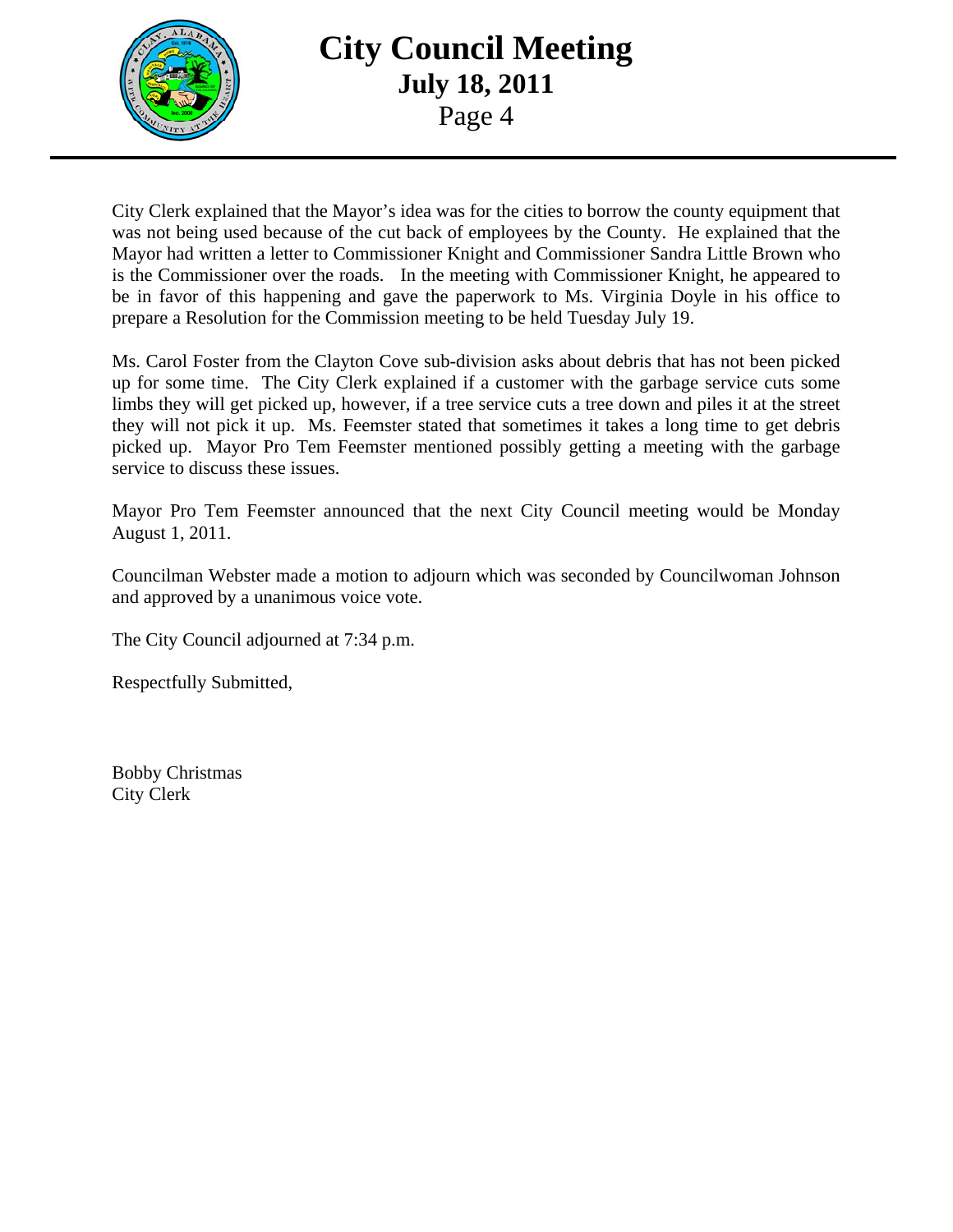City Clerk explained that the Mayor's idea was for the cities to borrow the county equipment that was not being used because of the cut back of employees by the County. He explained that the Mayor had written a letter to Commissioner Knight and Commissioner Sandra Little Brown who is the Commissioner over the roads. In the meeting with Commissioner Knight, he appeared to be in favor of this happening and gave the paperwork to Ms. Virginia Doyle in his office to prepare a Resolution for the Commission meeting to be held Tuesday July 19.

Ms. Carol Foster from the Clayton Cove sub-division asks about debris that has not been picked up for some time. The City Clerk explained if a customer with the garbage service cuts some limbs they will get picked up, however, if a tree service cuts a tree down and piles it at the street they will not pick it up. Ms. Feemster stated that sometimes it takes a long time to get debris picked up. Mayor Pro Tem Feemster mentioned possibly getting a meeting with the garbage service to discuss these issues.

Mayor Pro Tem Feemster announced that the next City Council meeting would be Monday August 1, 2011.

Councilman Webster made a motion to adjourn which was seconded by Councilwoman Johnson and approved by a unanimous voice vote.

The City Council adjourned at 7:34 p.m.

Respectfully Submitted,

Bobby Christmas
City Clerk